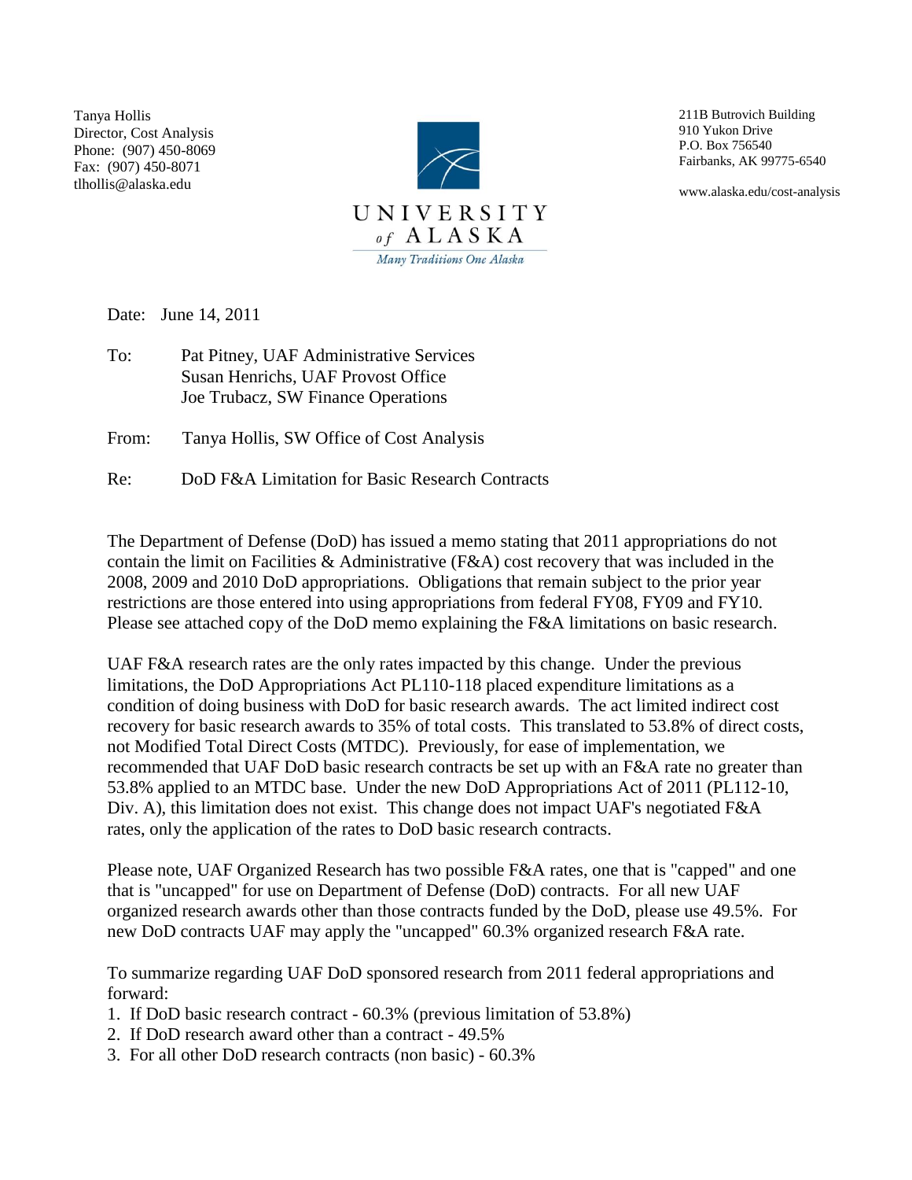Tanya Hollis
Director, Cost Analysis
Phone: (907) 450-8069
Fax: (907) 450-8071
tlhollis@alaska.edu

UNIVERSITY *of* ALASKA
*Many Traditions One Alaska*

211B Butrovich Building
910 Yukon Drive
P.O. Box 756540
Fairbanks, AK 99775-6540

www.alaska.edu/cost-analysis

Date: June 14, 2011

To: Pat Pitney, UAF Administrative Services
Susan Henrichs, UAF Provost Office
Joe Trubacz, SW Finance Operations

From: Tanya Hollis, SW Office of Cost Analysis

Re: DoD F&A Limitation for Basic Research Contracts

The Department of Defense (DoD) has issued a memo stating that 2011 appropriations do not contain the limit on Facilities & Administrative (F&A) cost recovery that was included in the 2008, 2009 and 2010 DoD appropriations. Obligations that remain subject to the prior year restrictions are those entered into using appropriations from federal FY08, FY09 and FY10. Please see attached copy of the DoD memo explaining the F&A limitations on basic research.

UAF F&A research rates are the only rates impacted by this change. Under the previous limitations, the DoD Appropriations Act PL110-118 placed expenditure limitations as a condition of doing business with DoD for basic research awards. The act limited indirect cost recovery for basic research awards to 35% of total costs. This translated to 53.8% of direct costs, not Modified Total Direct Costs (MTDC). Previously, for ease of implementation, we recommended that UAF DoD basic research contracts be set up with an F&A rate no greater than 53.8% applied to an MTDC base. Under the new DoD Appropriations Act of 2011 (PL112-10, Div. A), this limitation does not exist. This change does not impact UAF's negotiated F&A rates, only the application of the rates to DoD basic research contracts.

Please note, UAF Organized Research has two possible F&A rates, one that is "capped" and one that is "uncapped" for use on Department of Defense (DoD) contracts. For all new UAF organized research awards other than those contracts funded by the DoD, please use 49.5%. For new DoD contracts UAF may apply the "uncapped" 60.3% organized research F&A rate.

To summarize regarding UAF DoD sponsored research from 2011 federal appropriations and forward:

1. If DoD basic research contract - 60.3% (previous limitation of 53.8%)
2. If DoD research award other than a contract - 49.5%
3. For all other DoD research contracts (non basic) - 60.3%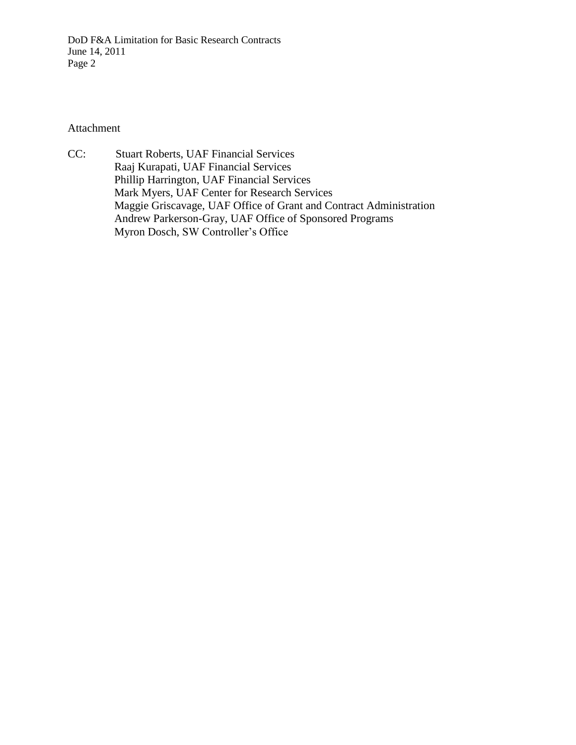Attachment

CC: Stuart Roberts, UAF Financial Services
Raaj Kurapati, UAF Financial Services
Phillip Harrington, UAF Financial Services
Mark Myers, UAF Center for Research Services
Maggie Griscavage, UAF Office of Grant and Contract Administration
Andrew Parkerson-Gray, UAF Office of Sponsored Programs
Myron Dosch, SW Controller's Office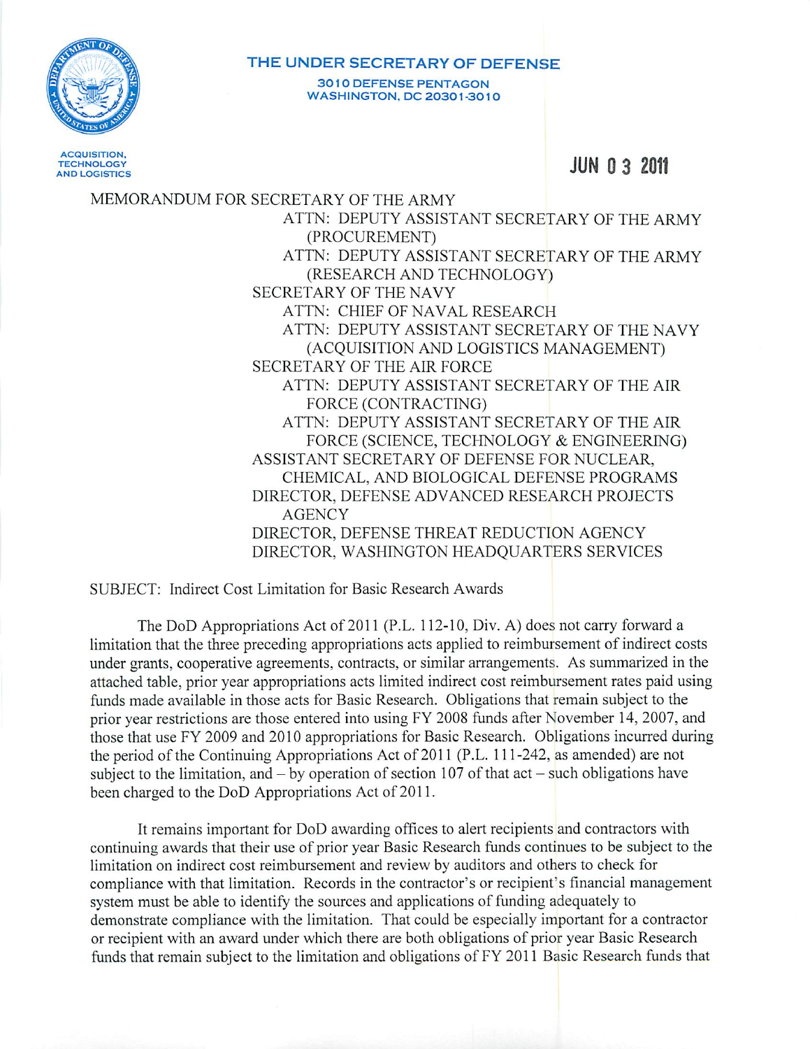THE UNDER SECRETARY OF DEFENSE

3010 DEFENSE PENTAGON
WASHINGTON, DC 20301-3010

ACQUISITION, TECHNOLOGY AND LOGISTICS

JUN 03 2011

MEMORANDUM FOR SECRETARY OF THE ARMY
ATTN: DEPUTY ASSISTANT SECRETARY OF THE ARMY (PROCUREMENT)
ATTN: DEPUTY ASSISTANT SECRETARY OF THE ARMY (RESEARCH AND TECHNOLOGY)
SECRETARY OF THE NAVY
ATTN: CHIEF OF NAVAL RESEARCH
ATTN: DEPUTY ASSISTANT SECRETARY OF THE NAVY (ACQUISITION AND LOGISTICS MANAGEMENT)
SECRETARY OF THE AIR FORCE
ATTN: DEPUTY ASSISTANT SECRETARY OF THE AIR FORCE (CONTRACTING)
ATTN: DEPUTY ASSISTANT SECRETARY OF THE AIR FORCE (SCIENCE, TECHNOLOGY & ENGINEERING)
ASSISTANT SECRETARY OF DEFENSE FOR NUCLEAR, CHEMICAL, AND BIOLOGICAL DEFENSE PROGRAMS
DIRECTOR, DEFENSE ADVANCED RESEARCH PROJECTS AGENCY
DIRECTOR, DEFENSE THREAT REDUCTION AGENCY
DIRECTOR, WASHINGTON HEADQUARTERS SERVICES

SUBJECT: Indirect Cost Limitation for Basic Research Awards

The DoD Appropriations Act of 2011 (P.L. 112-10, Div. A) does not carry forward a limitation that the three preceding appropriations acts applied to reimbursement of indirect costs under grants, cooperative agreements, contracts, or similar arrangements. As summarized in the attached table, prior year appropriations acts limited indirect cost reimbursement rates paid using funds made available in those acts for Basic Research. Obligations that remain subject to the prior year restrictions are those entered into using FY 2008 funds after November 14, 2007, and those that use FY 2009 and 2010 appropriations for Basic Research. Obligations incurred during the period of the Continuing Appropriations Act of 2011 (P.L. 111-242, as amended) are not subject to the limitation, and – by operation of section 107 of that act – such obligations have been charged to the DoD Appropriations Act of 2011.

It remains important for DoD awarding offices to alert recipients and contractors with continuing awards that their use of prior year Basic Research funds continues to be subject to the limitation on indirect cost reimbursement and review by auditors and others to check for compliance with that limitation. Records in the contractor's or recipient's financial management system must be able to identify the sources and applications of funding adequately to demonstrate compliance with the limitation. That could be especially important for a contractor or recipient with an award under which there are both obligations of prior year Basic Research funds that remain subject to the limitation and obligations of FY 2011 Basic Research funds that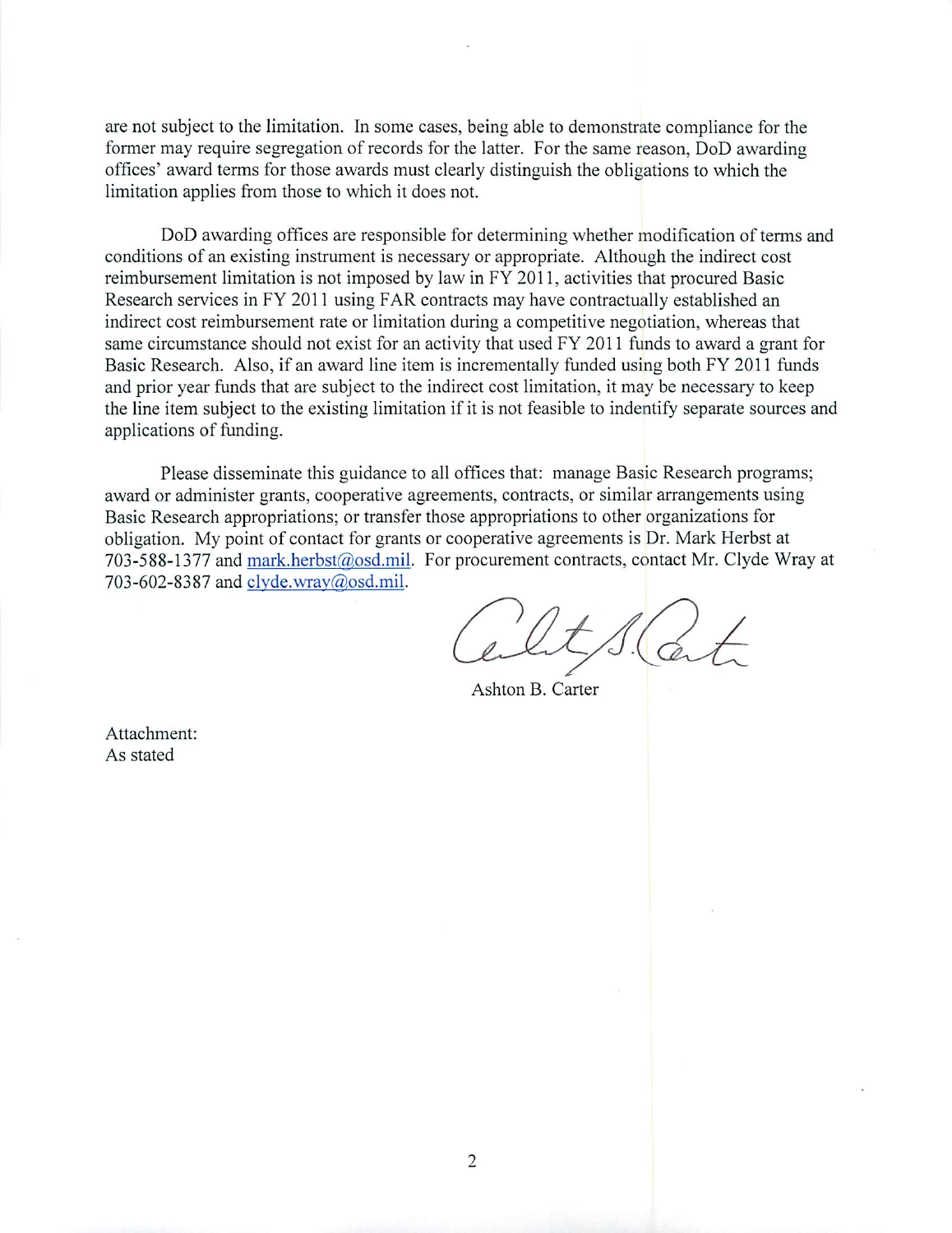are not subject to the limitation. In some cases, being able to demonstrate compliance for the former may require segregation of records for the latter. For the same reason, DoD awarding offices' award terms for those awards must clearly distinguish the obligations to which the limitation applies from those to which it does not.

DoD awarding offices are responsible for determining whether modification of terms and conditions of an existing instrument is necessary or appropriate. Although the indirect cost reimbursement limitation is not imposed by law in FY 2011, activities that procured Basic Research services in FY 2011 using FAR contracts may have contractually established an indirect cost reimbursement rate or limitation during a competitive negotiation, whereas that same circumstance should not exist for an activity that used FY 2011 funds to award a grant for Basic Research. Also, if an award line item is incrementally funded using both FY 2011 funds and prior year funds that are subject to the indirect cost limitation, it may be necessary to keep the line item subject to the existing limitation if it is not feasible to indentify separate sources and applications of funding.

Please disseminate this guidance to all offices that: manage Basic Research programs; award or administer grants, cooperative agreements, contracts, or similar arrangements using Basic Research appropriations; or transfer those appropriations to other organizations for obligation. My point of contact for grants or cooperative agreements is Dr. Mark Herbst at 703-588-1377 and mark.herbst@osd.mil. For procurement contracts, contact Mr. Clyde Wray at 703-602-8387 and clyde.wray@osd.mil.

Ashton B. Carter

Attachment:
As stated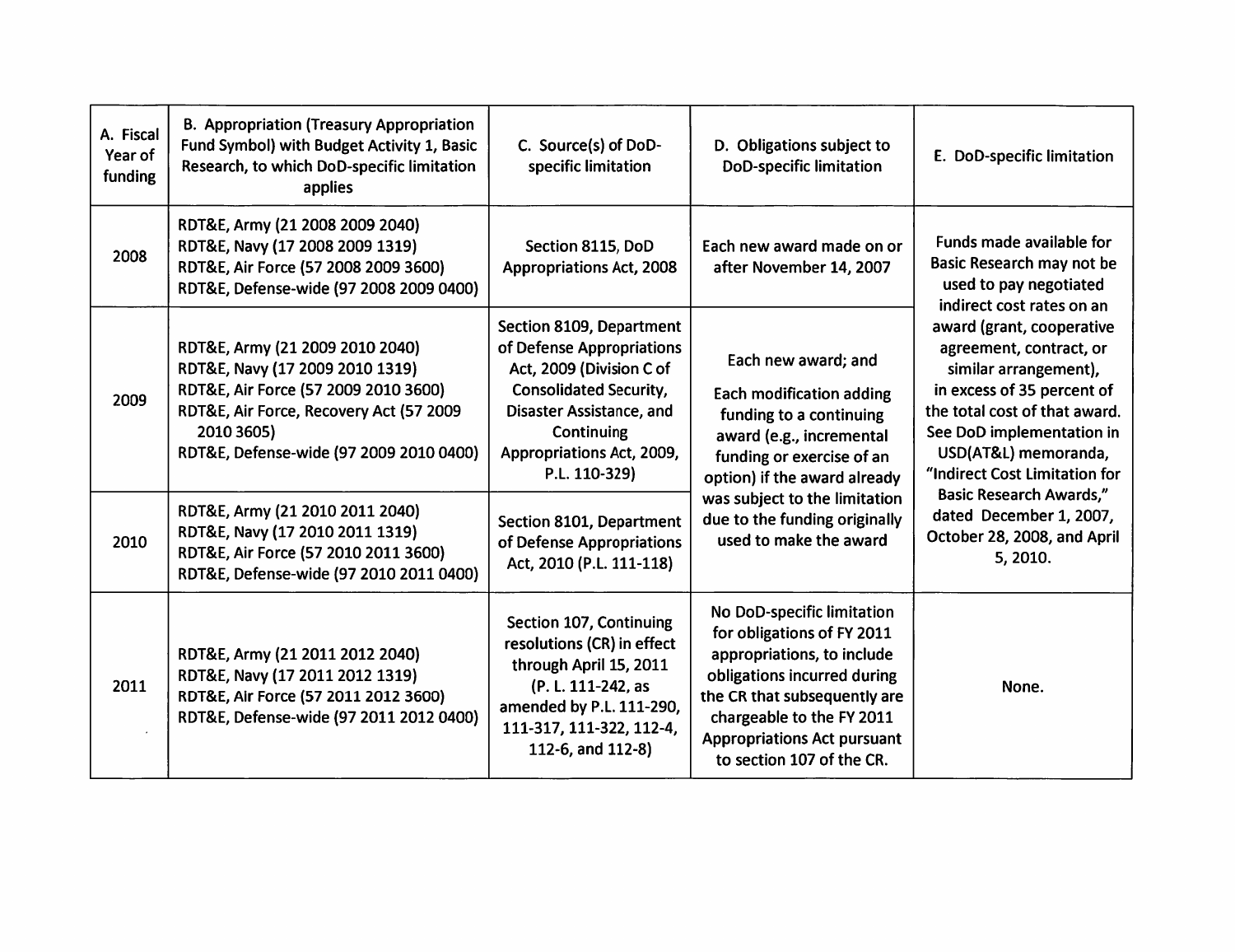| A. Fiscal Year of funding | B. Appropriation (Treasury Appropriation Fund Symbol) with Budget Activity 1, Basic Research, to which DoD-specific limitation applies | C. Source(s) of DoD-specific limitation | D. Obligations subject to DoD-specific limitation | E. DoD-specific limitation |
|---|---|---|---|---|
| 2008 | RDT&E, Army (21 2008 2009 2040)<br>RDT&E, Navy (17 2008 2009 1319)<br>RDT&E, Air Force (57 2008 2009 3600)<br>RDT&E, Defense-wide (97 2008 2009 0400) | Section 8115, DoD Appropriations Act, 2008 | Each new award made on or after November 14, 2007 | Funds made available for Basic Research may not be used to pay negotiated indirect cost rates on an award (grant, cooperative agreement, contract, or similar arrangement), in excess of 35 percent of the total cost of that award. See DoD implementation in USD(AT&L) memoranda, "Indirect Cost Limitation for Basic Research Awards," dated December 1, 2007, October 28, 2008, and April 5, 2010. |
| 2009 | RDT&E, Army (21 2009 2010 2040)<br>RDT&E, Navy (17 2009 2010 1319)<br>RDT&E, Air Force (57 2009 2010 3600)<br>RDT&E, Air Force, Recovery Act (57 2009 2010 3605)<br>RDT&E, Defense-wide (97 2009 2010 0400) | Section 8109, Department of Defense Appropriations Act, 2009 (Division C of Consolidated Security, Disaster Assistance, and Continuing Appropriations Act, 2009, P.L. 110-329) | Each new award; and<br>Each modification adding funding to a continuing award (e.g., incremental funding or exercise of an option) if the award already was subject to the limitation due to the funding originally used to make the award | |
| 2010 | RDT&E, Army (21 2010 2011 2040)<br>RDT&E, Navy (17 2010 2011 1319)<br>RDT&E, Air Force (57 2010 2011 3600)<br>RDT&E, Defense-wide (97 2010 2011 0400) | Section 8101, Department of Defense Appropriations Act, 2010 (P.L. 111-118) | | |
| 2011 | RDT&E, Army (21 2011 2012 2040)<br>RDT&E, Navy (17 2011 2012 1319)<br>RDT&E, Air Force (57 2011 2012 3600)<br>RDT&E, Defense-wide (97 2011 2012 0400) | Section 107, Continuing resolutions (CR) in effect through April 15, 2011 (P. L. 111-242, as amended by P.L. 111-290, 111-317, 111-322, 112-4, 112-6, and 112-8) | No DoD-specific limitation for obligations of FY 2011 appropriations, to include obligations incurred during the CR that subsequently are chargeable to the FY 2011 Appropriations Act pursuant to section 107 of the CR. | None. |